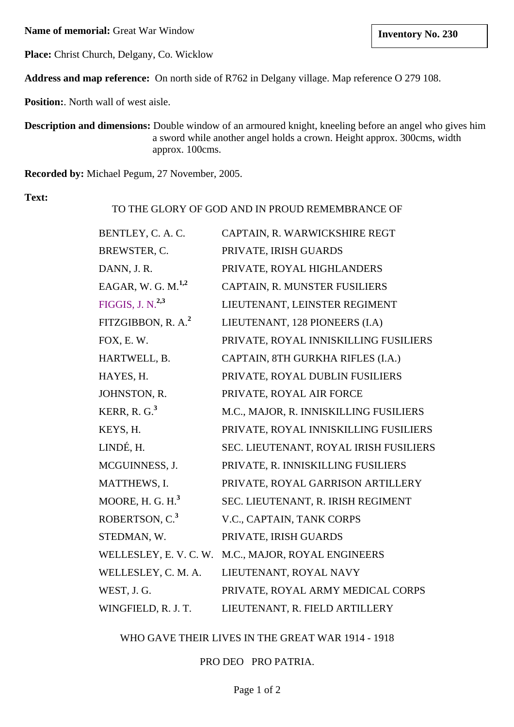**Name of memorial:** Great War Window

**Inventory No. 230**

**Place:** Christ Church, Delgany, Co. Wicklow

**Address and map reference:** On north side of R762 in Delgany village. Map reference O 279 108.

**Position:**. North wall of west aisle.

**Description and dimensions:** Double window of an armoured knight, kneeling before an angel who gives him a sword while another angel holds a crown. Height approx. 300cms, width approx. 100cms.

**Recorded by:** Michael Pegum, 27 November, 2005.

**Text:**

TO THE GLORY OF GOD AND IN PROUD REMEMBRANCE OF

| | |
|---|---|
| BENTLEY, C. A. C. | CAPTAIN, R. WARWICKSHIRE REGT |
| BREWSTER, C. | PRIVATE, IRISH GUARDS |
| DANN, J. R. | PRIVATE, ROYAL HIGHLANDERS |
| EAGAR, W. G. M.[1,2] | CAPTAIN, R. MUNSTER FUSILIERS |
| FIGGIS, J. N.[2,3] | LIEUTENANT, LEINSTER REGIMENT |
| FITZGIBBON, R. A.[2] | LIEUTENANT, 128 PIONEERS (I.A) |
| FOX, E. W. | PRIVATE, ROYAL INNISKILLING FUSILIERS |
| HARTWELL, B. | CAPTAIN, 8TH GURKHA RIFLES (I.A.) |
| HAYES, H. | PRIVATE, ROYAL DUBLIN FUSILIERS |
| JOHNSTON, R. | PRIVATE, ROYAL AIR FORCE |
| KERR, R. G.[3] | M.C., MAJOR, R. INNISKILLING FUSILIERS |
| KEYS, H. | PRIVATE, ROYAL INNISKILLING FUSILIERS |
| LINDÉ, H. | SEC. LIEUTENANT, ROYAL IRISH FUSILIERS |
| MCGUINNESS, J. | PRIVATE, R. INNISKILLING FUSILIERS |
| MATTHEWS, I. | PRIVATE, ROYAL GARRISON ARTILLERY |
| MOORE, H. G. H.[3] | SEC. LIEUTENANT, R. IRISH REGIMENT |
| ROBERTSON, C.[3] | V.C., CAPTAIN, TANK CORPS |
| STEDMAN, W. | PRIVATE, IRISH GUARDS |
| WELLESLEY, E. V. C. W. | M.C., MAJOR, ROYAL ENGINEERS |
| WELLESLEY, C. M. A. | LIEUTENANT, ROYAL NAVY |
| WEST, J. G. | PRIVATE, ROYAL ARMY MEDICAL CORPS |
| WINGFIELD, R. J. T. | LIEUTENANT, R. FIELD ARTILLERY |

WHO GAVE THEIR LIVES IN THE GREAT WAR 1914 - 1918

PRO DEO PRO PATRIA.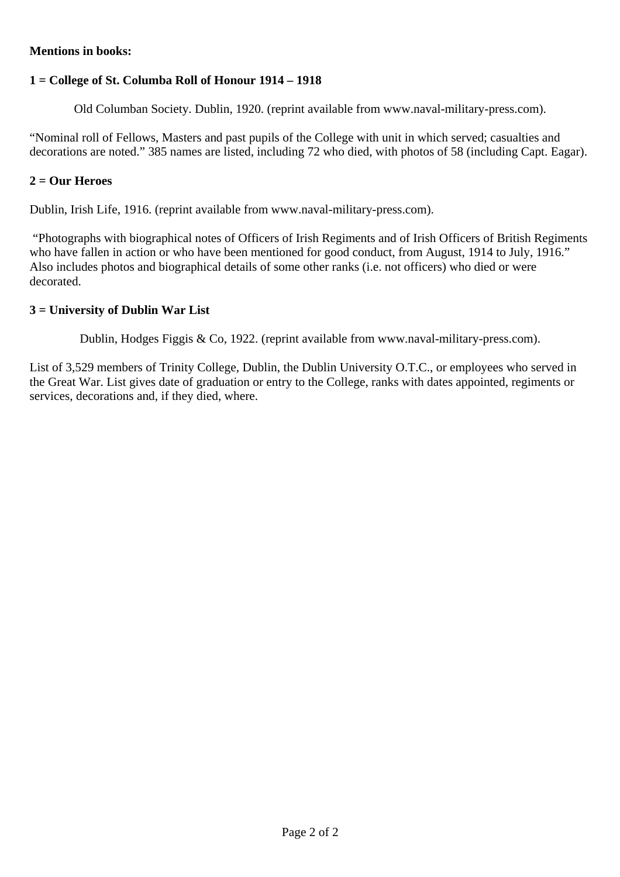**Mentions in books:**

**1 = College of St. Columba Roll of Honour 1914 – 1918**

Old Columban Society. Dublin, 1920. (reprint available from www.naval-military-press.com).

"Nominal roll of Fellows, Masters and past pupils of the College with unit in which served; casualties and decorations are noted." 385 names are listed, including 72 who died, with photos of 58 (including Capt. Eagar).

**2 = Our Heroes**

Dublin, Irish Life, 1916. (reprint available from www.naval-military-press.com).

"Photographs with biographical notes of Officers of Irish Regiments and of Irish Officers of British Regiments who have fallen in action or who have been mentioned for good conduct, from August, 1914 to July, 1916." Also includes photos and biographical details of some other ranks (i.e. not officers) who died or were decorated.

**3 = University of Dublin War List**

Dublin, Hodges Figgis & Co, 1922. (reprint available from www.naval-military-press.com).

List of 3,529 members of Trinity College, Dublin, the Dublin University O.T.C., or employees who served in the Great War. List gives date of graduation or entry to the College, ranks with dates appointed, regiments or services, decorations and, if they died, where.